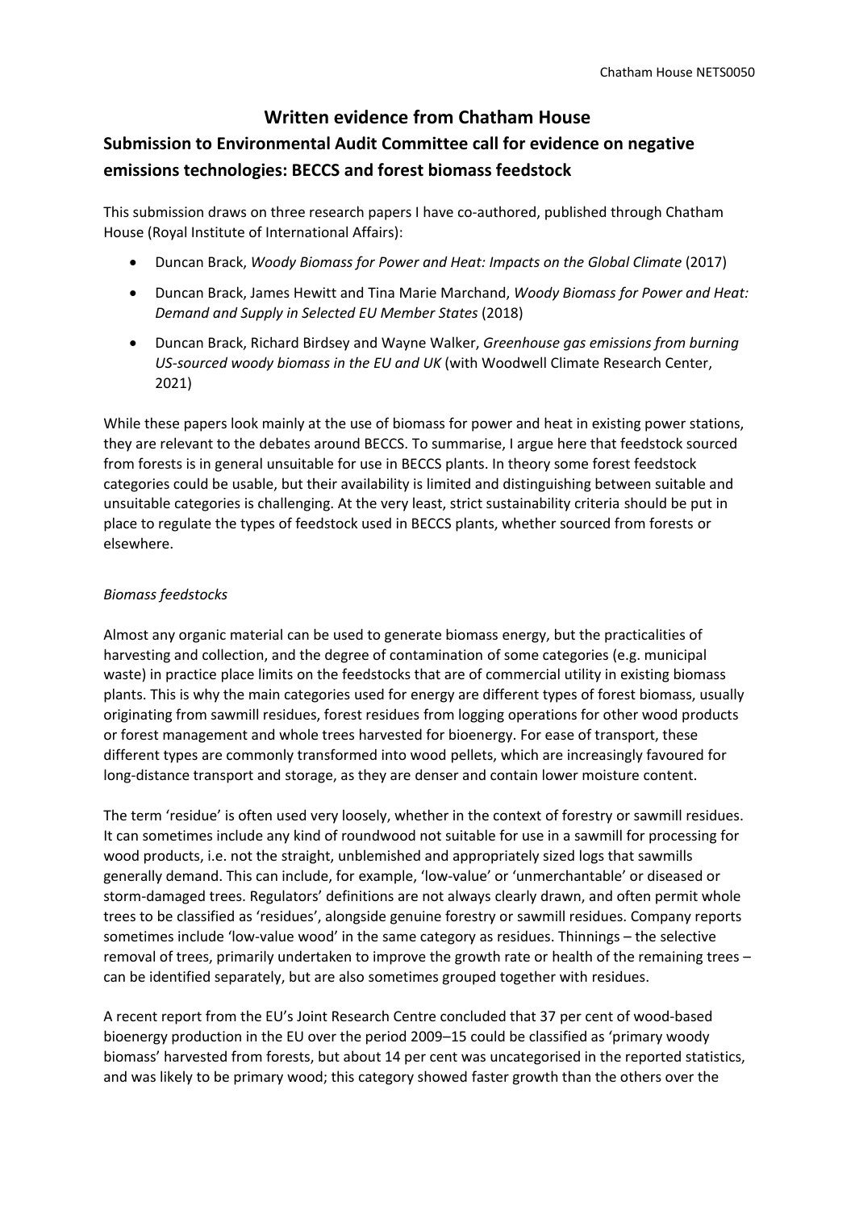# Written evidence from Chatham House

## Submission to Environmental Audit Committee call for evidence on negative emissions technologies: BECCS and forest biomass feedstock

This submission draws on three research papers I have co-authored, published through Chatham House (Royal Institute of International Affairs):

- Duncan Brack, *Woody Biomass for Power and Heat: Impacts on the Global Climate* (2017)
- Duncan Brack, James Hewitt and Tina Marie Marchand, *Woody Biomass for Power and Heat: Demand and Supply in Selected EU Member States* (2018)
- Duncan Brack, Richard Birdsey and Wayne Walker, *Greenhouse gas emissions from burning US-sourced woody biomass in the EU and UK* (with Woodwell Climate Research Center, 2021)

While these papers look mainly at the use of biomass for power and heat in existing power stations, they are relevant to the debates around BECCS. To summarise, I argue here that feedstock sourced from forests is in general unsuitable for use in BECCS plants. In theory some forest feedstock categories could be usable, but their availability is limited and distinguishing between suitable and unsuitable categories is challenging. At the very least, strict sustainability criteria should be put in place to regulate the types of feedstock used in BECCS plants, whether sourced from forests or elsewhere.

*Biomass feedstocks*

Almost any organic material can be used to generate biomass energy, but the practicalities of harvesting and collection, and the degree of contamination of some categories (e.g. municipal waste) in practice place limits on the feedstocks that are of commercial utility in existing biomass plants. This is why the main categories used for energy are different types of forest biomass, usually originating from sawmill residues, forest residues from logging operations for other wood products or forest management and whole trees harvested for bioenergy. For ease of transport, these different types are commonly transformed into wood pellets, which are increasingly favoured for long-distance transport and storage, as they are denser and contain lower moisture content.

The term 'residue' is often used very loosely, whether in the context of forestry or sawmill residues. It can sometimes include any kind of roundwood not suitable for use in a sawmill for processing for wood products, i.e. not the straight, unblemished and appropriately sized logs that sawmills generally demand. This can include, for example, 'low-value' or 'unmerchantable' or diseased or storm-damaged trees. Regulators' definitions are not always clearly drawn, and often permit whole trees to be classified as 'residues', alongside genuine forestry or sawmill residues. Company reports sometimes include 'low-value wood' in the same category as residues. Thinnings – the selective removal of trees, primarily undertaken to improve the growth rate or health of the remaining trees – can be identified separately, but are also sometimes grouped together with residues.

A recent report from the EU's Joint Research Centre concluded that 37 per cent of wood-based bioenergy production in the EU over the period 2009–15 could be classified as 'primary woody biomass' harvested from forests, but about 14 per cent was uncategorised in the reported statistics, and was likely to be primary wood; this category showed faster growth than the others over the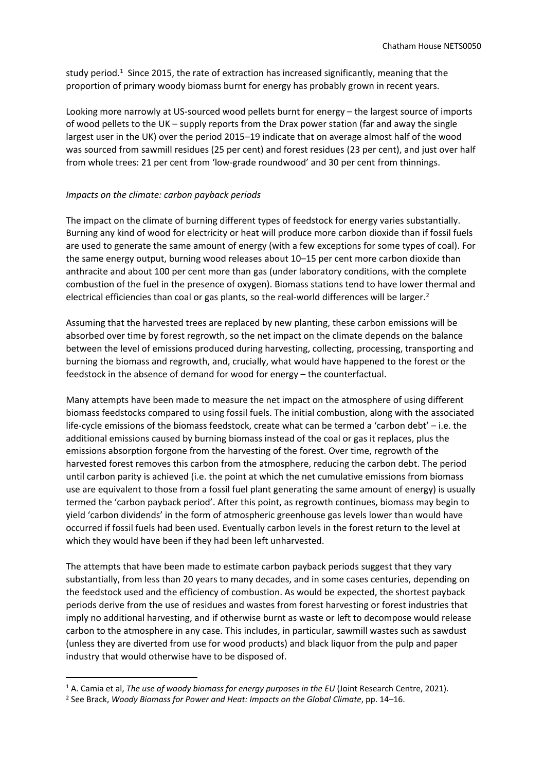study period.[1] Since 2015, the rate of extraction has increased significantly, meaning that the proportion of primary woody biomass burnt for energy has probably grown in recent years.

Looking more narrowly at US-sourced wood pellets burnt for energy – the largest source of imports of wood pellets to the UK – supply reports from the Drax power station (far and away the single largest user in the UK) over the period 2015–19 indicate that on average almost half of the wood was sourced from sawmill residues (25 per cent) and forest residues (23 per cent), and just over half from whole trees: 21 per cent from 'low-grade roundwood' and 30 per cent from thinnings.

*Impacts on the climate: carbon payback periods*

The impact on the climate of burning different types of feedstock for energy varies substantially. Burning any kind of wood for electricity or heat will produce more carbon dioxide than if fossil fuels are used to generate the same amount of energy (with a few exceptions for some types of coal). For the same energy output, burning wood releases about 10–15 per cent more carbon dioxide than anthracite and about 100 per cent more than gas (under laboratory conditions, with the complete combustion of the fuel in the presence of oxygen). Biomass stations tend to have lower thermal and electrical efficiencies than coal or gas plants, so the real-world differences will be larger.[2]

Assuming that the harvested trees are replaced by new planting, these carbon emissions will be absorbed over time by forest regrowth, so the net impact on the climate depends on the balance between the level of emissions produced during harvesting, collecting, processing, transporting and burning the biomass and regrowth, and, crucially, what would have happened to the forest or the feedstock in the absence of demand for wood for energy – the counterfactual.

Many attempts have been made to measure the net impact on the atmosphere of using different biomass feedstocks compared to using fossil fuels. The initial combustion, along with the associated life-cycle emissions of the biomass feedstock, create what can be termed a 'carbon debt' – i.e. the additional emissions caused by burning biomass instead of the coal or gas it replaces, plus the emissions absorption forgone from the harvesting of the forest. Over time, regrowth of the harvested forest removes this carbon from the atmosphere, reducing the carbon debt. The period until carbon parity is achieved (i.e. the point at which the net cumulative emissions from biomass use are equivalent to those from a fossil fuel plant generating the same amount of energy) is usually termed the 'carbon payback period'. After this point, as regrowth continues, biomass may begin to yield 'carbon dividends' in the form of atmospheric greenhouse gas levels lower than would have occurred if fossil fuels had been used. Eventually carbon levels in the forest return to the level at which they would have been if they had been left unharvested.

The attempts that have been made to estimate carbon payback periods suggest that they vary substantially, from less than 20 years to many decades, and in some cases centuries, depending on the feedstock used and the efficiency of combustion. As would be expected, the shortest payback periods derive from the use of residues and wastes from forest harvesting or forest industries that imply no additional harvesting, and if otherwise burnt as waste or left to decompose would release carbon to the atmosphere in any case. This includes, in particular, sawmill wastes such as sawdust (unless they are diverted from use for wood products) and black liquor from the pulp and paper industry that would otherwise have to be disposed of.

---

[1] A. Camia et al, *The use of woody biomass for energy purposes in the EU* (Joint Research Centre, 2021).

[2] See Brack, *Woody Biomass for Power and Heat: Impacts on the Global Climate*, pp. 14–16.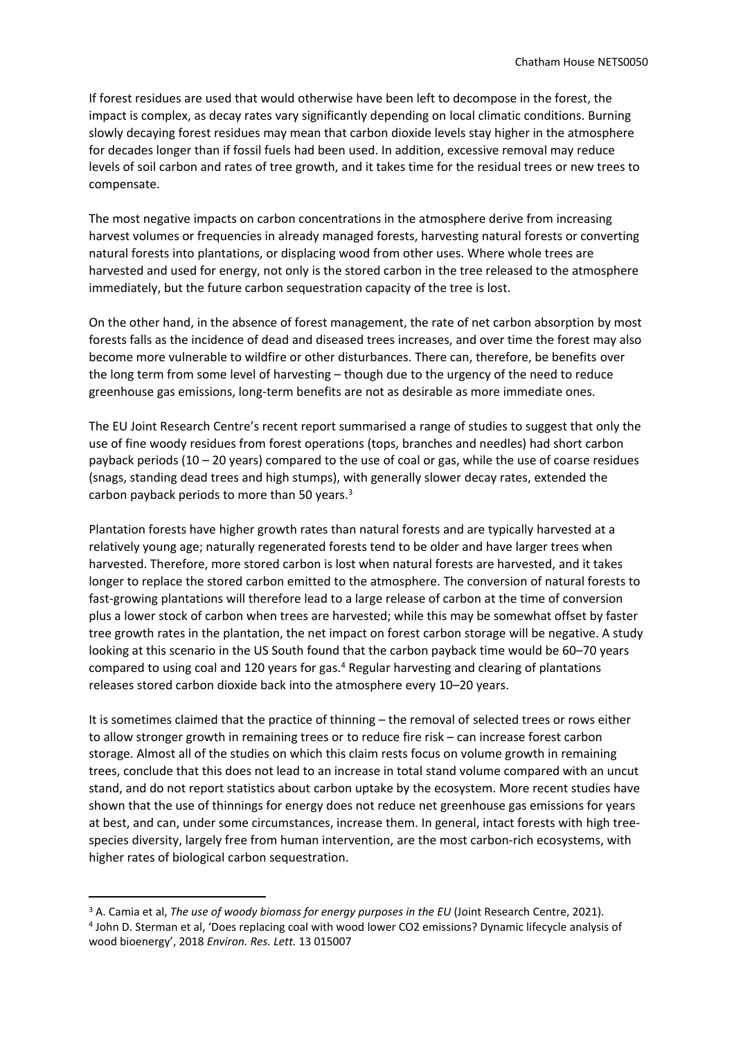If forest residues are used that would otherwise have been left to decompose in the forest, the impact is complex, as decay rates vary significantly depending on local climatic conditions. Burning slowly decaying forest residues may mean that carbon dioxide levels stay higher in the atmosphere for decades longer than if fossil fuels had been used. In addition, excessive removal may reduce levels of soil carbon and rates of tree growth, and it takes time for the residual trees or new trees to compensate.

The most negative impacts on carbon concentrations in the atmosphere derive from increasing harvest volumes or frequencies in already managed forests, harvesting natural forests or converting natural forests into plantations, or displacing wood from other uses. Where whole trees are harvested and used for energy, not only is the stored carbon in the tree released to the atmosphere immediately, but the future carbon sequestration capacity of the tree is lost.

On the other hand, in the absence of forest management, the rate of net carbon absorption by most forests falls as the incidence of dead and diseased trees increases, and over time the forest may also become more vulnerable to wildfire or other disturbances. There can, therefore, be benefits over the long term from some level of harvesting – though due to the urgency of the need to reduce greenhouse gas emissions, long-term benefits are not as desirable as more immediate ones.

The EU Joint Research Centre's recent report summarised a range of studies to suggest that only the use of fine woody residues from forest operations (tops, branches and needles) had short carbon payback periods (10 – 20 years) compared to the use of coal or gas, while the use of coarse residues (snags, standing dead trees and high stumps), with generally slower decay rates, extended the carbon payback periods to more than 50 years.[3]

Plantation forests have higher growth rates than natural forests and are typically harvested at a relatively young age; naturally regenerated forests tend to be older and have larger trees when harvested. Therefore, more stored carbon is lost when natural forests are harvested, and it takes longer to replace the stored carbon emitted to the atmosphere. The conversion of natural forests to fast-growing plantations will therefore lead to a large release of carbon at the time of conversion plus a lower stock of carbon when trees are harvested; while this may be somewhat offset by faster tree growth rates in the plantation, the net impact on forest carbon storage will be negative. A study looking at this scenario in the US South found that the carbon payback time would be 60–70 years compared to using coal and 120 years for gas.[4] Regular harvesting and clearing of plantations releases stored carbon dioxide back into the atmosphere every 10–20 years.

It is sometimes claimed that the practice of thinning – the removal of selected trees or rows either to allow stronger growth in remaining trees or to reduce fire risk – can increase forest carbon storage. Almost all of the studies on which this claim rests focus on volume growth in remaining trees, conclude that this does not lead to an increase in total stand volume compared with an uncut stand, and do not report statistics about carbon uptake by the ecosystem. More recent studies have shown that the use of thinnings for energy does not reduce net greenhouse gas emissions for years at best, and can, under some circumstances, increase them. In general, intact forests with high tree-species diversity, largely free from human intervention, are the most carbon-rich ecosystems, with higher rates of biological carbon sequestration.

---

[3] A. Camia et al, *The use of woody biomass for energy purposes in the EU* (Joint Research Centre, 2021).

[4] John D. Sterman et al, 'Does replacing coal with wood lower CO2 emissions? Dynamic lifecycle analysis of wood bioenergy', 2018 *Environ. Res. Lett.* 13 015007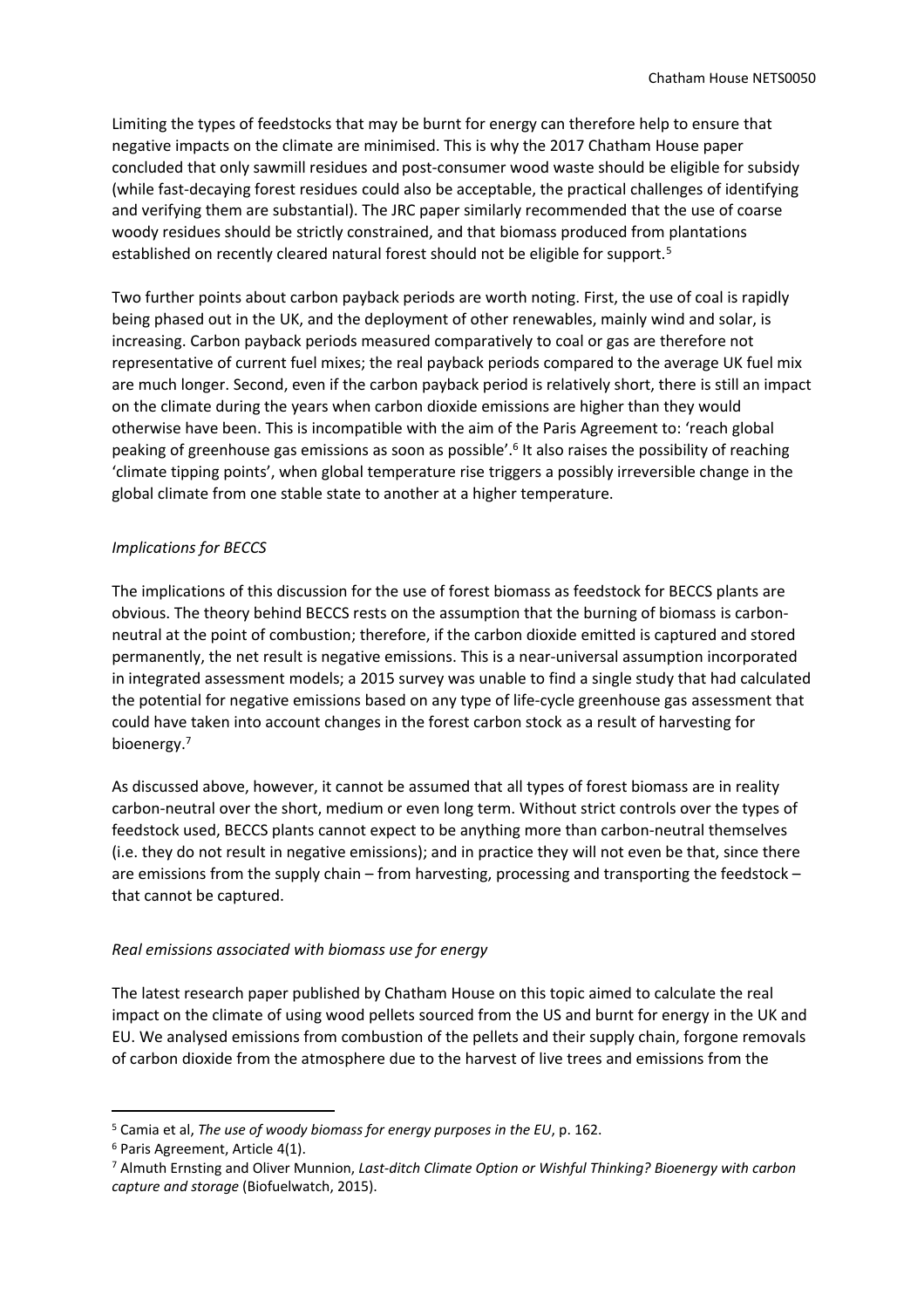Limiting the types of feedstocks that may be burnt for energy can therefore help to ensure that negative impacts on the climate are minimised. This is why the 2017 Chatham House paper concluded that only sawmill residues and post-consumer wood waste should be eligible for subsidy (while fast-decaying forest residues could also be acceptable, the practical challenges of identifying and verifying them are substantial). The JRC paper similarly recommended that the use of coarse woody residues should be strictly constrained, and that biomass produced from plantations established on recently cleared natural forest should not be eligible for support.[5]

Two further points about carbon payback periods are worth noting. First, the use of coal is rapidly being phased out in the UK, and the deployment of other renewables, mainly wind and solar, is increasing. Carbon payback periods measured comparatively to coal or gas are therefore not representative of current fuel mixes; the real payback periods compared to the average UK fuel mix are much longer. Second, even if the carbon payback period is relatively short, there is still an impact on the climate during the years when carbon dioxide emissions are higher than they would otherwise have been. This is incompatible with the aim of the Paris Agreement to: 'reach global peaking of greenhouse gas emissions as soon as possible'.[6] It also raises the possibility of reaching 'climate tipping points', when global temperature rise triggers a possibly irreversible change in the global climate from one stable state to another at a higher temperature.

*Implications for BECCS*

The implications of this discussion for the use of forest biomass as feedstock for BECCS plants are obvious. The theory behind BECCS rests on the assumption that the burning of biomass is carbon-neutral at the point of combustion; therefore, if the carbon dioxide emitted is captured and stored permanently, the net result is negative emissions. This is a near-universal assumption incorporated in integrated assessment models; a 2015 survey was unable to find a single study that had calculated the potential for negative emissions based on any type of life-cycle greenhouse gas assessment that could have taken into account changes in the forest carbon stock as a result of harvesting for bioenergy.[7]

As discussed above, however, it cannot be assumed that all types of forest biomass are in reality carbon-neutral over the short, medium or even long term. Without strict controls over the types of feedstock used, BECCS plants cannot expect to be anything more than carbon-neutral themselves (i.e. they do not result in negative emissions); and in practice they will not even be that, since there are emissions from the supply chain – from harvesting, processing and transporting the feedstock – that cannot be captured.

*Real emissions associated with biomass use for energy*

The latest research paper published by Chatham House on this topic aimed to calculate the real impact on the climate of using wood pellets sourced from the US and burnt for energy in the UK and EU. We analysed emissions from combustion of the pellets and their supply chain, forgone removals of carbon dioxide from the atmosphere due to the harvest of live trees and emissions from the

---

[5] Camia et al, *The use of woody biomass for energy purposes in the EU*, p. 162.

[6] Paris Agreement, Article 4(1).

[7] Almuth Ernsting and Oliver Munnion, *Last-ditch Climate Option or Wishful Thinking? Bioenergy with carbon capture and storage* (Biofuelwatch, 2015).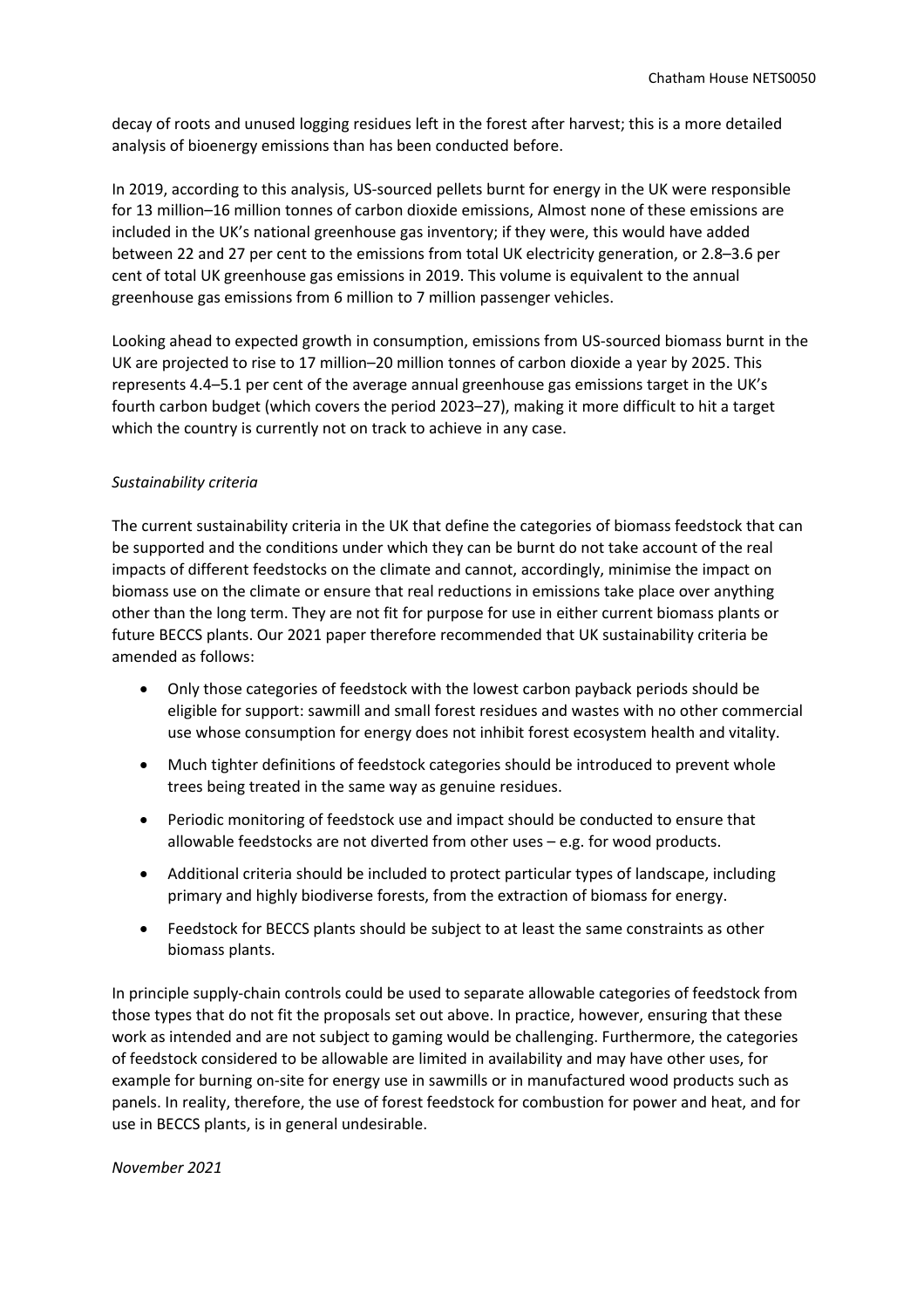decay of roots and unused logging residues left in the forest after harvest; this is a more detailed analysis of bioenergy emissions than has been conducted before.

In 2019, according to this analysis, US-sourced pellets burnt for energy in the UK were responsible for 13 million–16 million tonnes of carbon dioxide emissions, Almost none of these emissions are included in the UK's national greenhouse gas inventory; if they were, this would have added between 22 and 27 per cent to the emissions from total UK electricity generation, or 2.8–3.6 per cent of total UK greenhouse gas emissions in 2019. This volume is equivalent to the annual greenhouse gas emissions from 6 million to 7 million passenger vehicles.

Looking ahead to expected growth in consumption, emissions from US-sourced biomass burnt in the UK are projected to rise to 17 million–20 million tonnes of carbon dioxide a year by 2025. This represents 4.4–5.1 per cent of the average annual greenhouse gas emissions target in the UK's fourth carbon budget (which covers the period 2023–27), making it more difficult to hit a target which the country is currently not on track to achieve in any case.

*Sustainability criteria*

The current sustainability criteria in the UK that define the categories of biomass feedstock that can be supported and the conditions under which they can be burnt do not take account of the real impacts of different feedstocks on the climate and cannot, accordingly, minimise the impact on biomass use on the climate or ensure that real reductions in emissions take place over anything other than the long term. They are not fit for purpose for use in either current biomass plants or future BECCS plants. Our 2021 paper therefore recommended that UK sustainability criteria be amended as follows:

- Only those categories of feedstock with the lowest carbon payback periods should be eligible for support: sawmill and small forest residues and wastes with no other commercial use whose consumption for energy does not inhibit forest ecosystem health and vitality.
- Much tighter definitions of feedstock categories should be introduced to prevent whole trees being treated in the same way as genuine residues.
- Periodic monitoring of feedstock use and impact should be conducted to ensure that allowable feedstocks are not diverted from other uses – e.g. for wood products.
- Additional criteria should be included to protect particular types of landscape, including primary and highly biodiverse forests, from the extraction of biomass for energy.
- Feedstock for BECCS plants should be subject to at least the same constraints as other biomass plants.

In principle supply-chain controls could be used to separate allowable categories of feedstock from those types that do not fit the proposals set out above. In practice, however, ensuring that these work as intended and are not subject to gaming would be challenging. Furthermore, the categories of feedstock considered to be allowable are limited in availability and may have other uses, for example for burning on-site for energy use in sawmills or in manufactured wood products such as panels. In reality, therefore, the use of forest feedstock for combustion for power and heat, and for use in BECCS plants, is in general undesirable.

*November 2021*